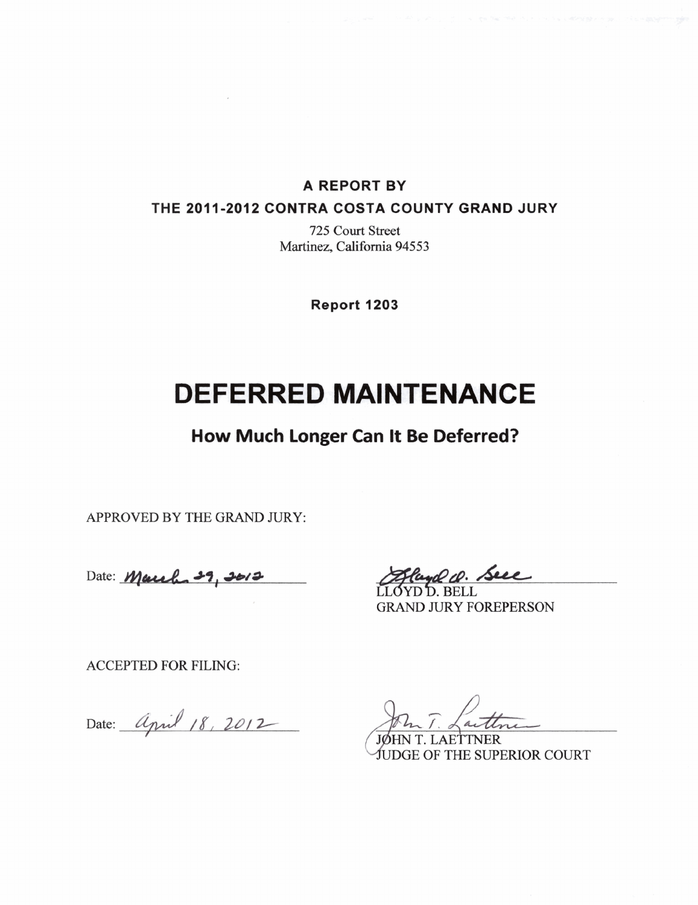**A REPORT BY**

**THE 2011-2012 CONTRA COSTA COUNTY GRAND JURY**

725 Court Street
Martinez, California 94553

**Report 1203**

# DEFERRED MAINTENANCE

## How Much Longer Can It Be Deferred?

APPROVED BY THE GRAND JURY:

Date: *March 29, 2012*

*Lloyd D. Bell*
LLOYD D. BELL
GRAND JURY FOREPERSON

ACCEPTED FOR FILING:

Date: *April 18, 2012*

*John T. Laettner*
JOHN T. LAETTNER
JUDGE OF THE SUPERIOR COURT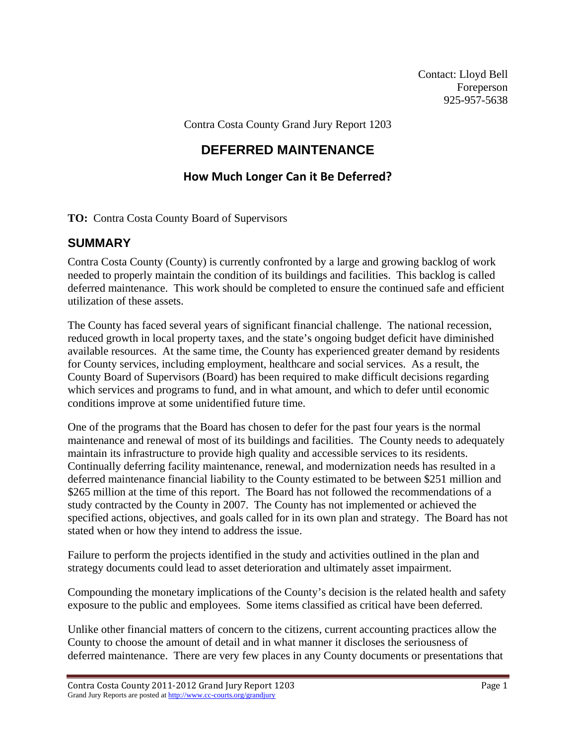Contact: Lloyd Bell
Foreperson
925-957-5638

Contra Costa County Grand Jury Report 1203

# DEFERRED MAINTENANCE

## How Much Longer Can it Be Deferred?

**TO:** Contra Costa County Board of Supervisors

## SUMMARY

Contra Costa County (County) is currently confronted by a large and growing backlog of work needed to properly maintain the condition of its buildings and facilities. This backlog is called deferred maintenance. This work should be completed to ensure the continued safe and efficient utilization of these assets.

The County has faced several years of significant financial challenge. The national recession, reduced growth in local property taxes, and the state's ongoing budget deficit have diminished available resources. At the same time, the County has experienced greater demand by residents for County services, including employment, healthcare and social services. As a result, the County Board of Supervisors (Board) has been required to make difficult decisions regarding which services and programs to fund, and in what amount, and which to defer until economic conditions improve at some unidentified future time.

One of the programs that the Board has chosen to defer for the past four years is the normal maintenance and renewal of most of its buildings and facilities. The County needs to adequately maintain its infrastructure to provide high quality and accessible services to its residents. Continually deferring facility maintenance, renewal, and modernization needs has resulted in a deferred maintenance financial liability to the County estimated to be between \$251 million and \$265 million at the time of this report. The Board has not followed the recommendations of a study contracted by the County in 2007. The County has not implemented or achieved the specified actions, objectives, and goals called for in its own plan and strategy. The Board has not stated when or how they intend to address the issue.

Failure to perform the projects identified in the study and activities outlined in the plan and strategy documents could lead to asset deterioration and ultimately asset impairment.

Compounding the monetary implications of the County's decision is the related health and safety exposure to the public and employees. Some items classified as critical have been deferred.

Unlike other financial matters of concern to the citizens, current accounting practices allow the County to choose the amount of detail and in what manner it discloses the seriousness of deferred maintenance. There are very few places in any County documents or presentations that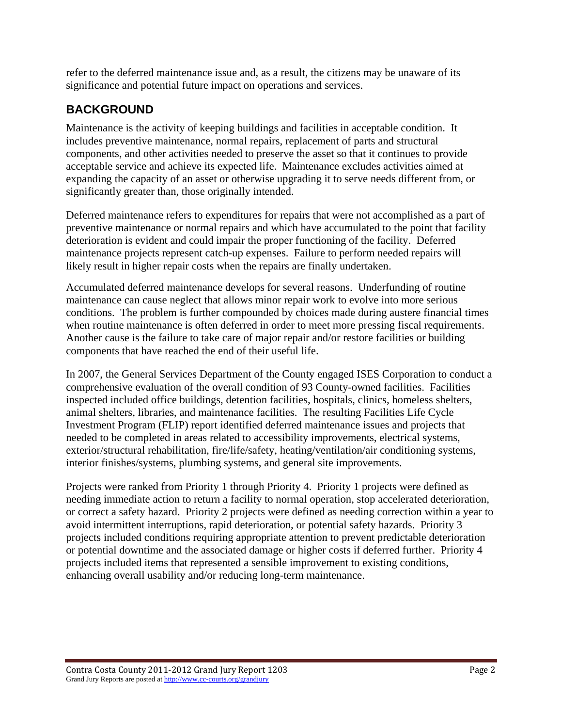refer to the deferred maintenance issue and, as a result, the citizens may be unaware of its significance and potential future impact on operations and services.

## BACKGROUND

Maintenance is the activity of keeping buildings and facilities in acceptable condition. It includes preventive maintenance, normal repairs, replacement of parts and structural components, and other activities needed to preserve the asset so that it continues to provide acceptable service and achieve its expected life. Maintenance excludes activities aimed at expanding the capacity of an asset or otherwise upgrading it to serve needs different from, or significantly greater than, those originally intended.

Deferred maintenance refers to expenditures for repairs that were not accomplished as a part of preventive maintenance or normal repairs and which have accumulated to the point that facility deterioration is evident and could impair the proper functioning of the facility. Deferred maintenance projects represent catch-up expenses. Failure to perform needed repairs will likely result in higher repair costs when the repairs are finally undertaken.

Accumulated deferred maintenance develops for several reasons. Underfunding of routine maintenance can cause neglect that allows minor repair work to evolve into more serious conditions. The problem is further compounded by choices made during austere financial times when routine maintenance is often deferred in order to meet more pressing fiscal requirements. Another cause is the failure to take care of major repair and/or restore facilities or building components that have reached the end of their useful life.

In 2007, the General Services Department of the County engaged ISES Corporation to conduct a comprehensive evaluation of the overall condition of 93 County-owned facilities. Facilities inspected included office buildings, detention facilities, hospitals, clinics, homeless shelters, animal shelters, libraries, and maintenance facilities. The resulting Facilities Life Cycle Investment Program (FLIP) report identified deferred maintenance issues and projects that needed to be completed in areas related to accessibility improvements, electrical systems, exterior/structural rehabilitation, fire/life/safety, heating/ventilation/air conditioning systems, interior finishes/systems, plumbing systems, and general site improvements.

Projects were ranked from Priority 1 through Priority 4. Priority 1 projects were defined as needing immediate action to return a facility to normal operation, stop accelerated deterioration, or correct a safety hazard. Priority 2 projects were defined as needing correction within a year to avoid intermittent interruptions, rapid deterioration, or potential safety hazards. Priority 3 projects included conditions requiring appropriate attention to prevent predictable deterioration or potential downtime and the associated damage or higher costs if deferred further. Priority 4 projects included items that represented a sensible improvement to existing conditions, enhancing overall usability and/or reducing long-term maintenance.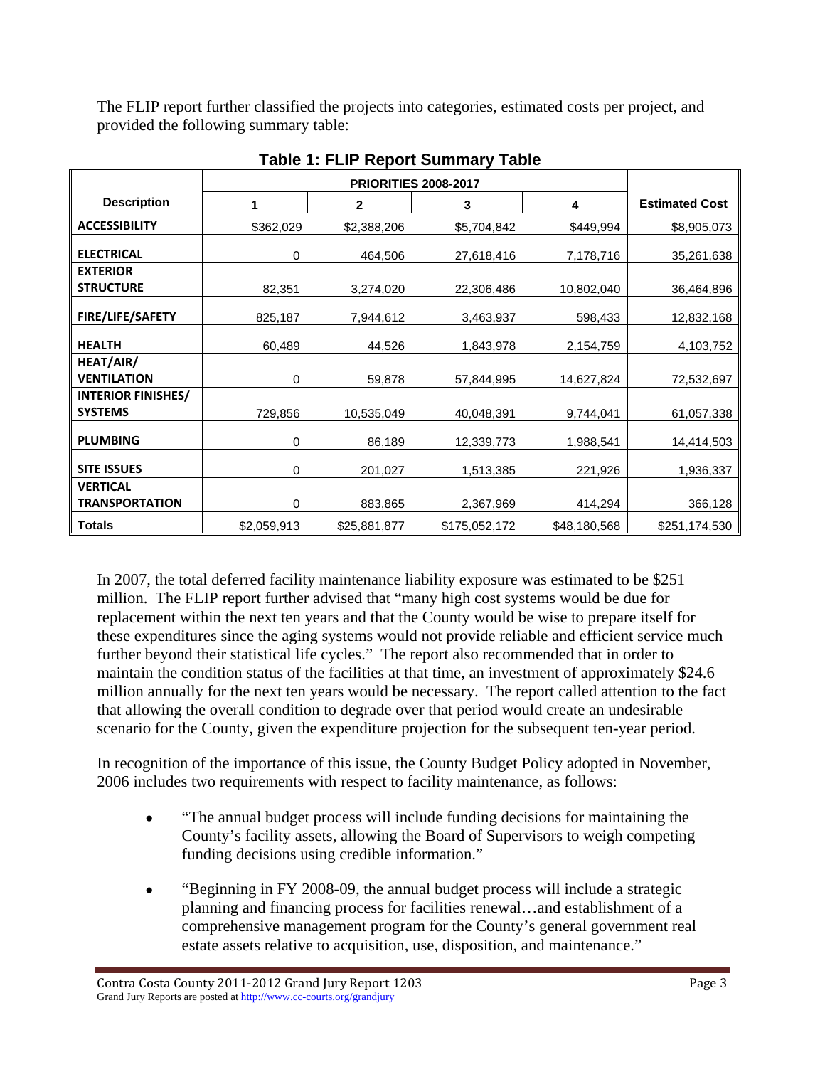The FLIP report further classified the projects into categories, estimated costs per project, and provided the following summary table:

**Table 1: FLIP Report Summary Table**

| Description | PRIORITIES 2008-2017 | | | | Estimated Cost |
|---|---|---|---|---|---|
| | 1 | 2 | 3 | 4 | |
| **ACCESSIBILITY** | $362,029 | $2,388,206 | $5,704,842 | $449,994 | $8,905,073 |
| **ELECTRICAL** | 0 | 464,506 | 27,618,416 | 7,178,716 | 35,261,638 |
| **EXTERIOR STRUCTURE** | 82,351 | 3,274,020 | 22,306,486 | 10,802,040 | 36,464,896 |
| **FIRE/LIFE/SAFETY** | 825,187 | 7,944,612 | 3,463,937 | 598,433 | 12,832,168 |
| **HEALTH** | 60,489 | 44,526 | 1,843,978 | 2,154,759 | 4,103,752 |
| **HEAT/AIR/ VENTILATION** | 0 | 59,878 | 57,844,995 | 14,627,824 | 72,532,697 |
| **INTERIOR FINISHES/ SYSTEMS** | 729,856 | 10,535,049 | 40,048,391 | 9,744,041 | 61,057,338 |
| **PLUMBING** | 0 | 86,189 | 12,339,773 | 1,988,541 | 14,414,503 |
| **SITE ISSUES** | 0 | 201,027 | 1,513,385 | 221,926 | 1,936,337 |
| **VERTICAL TRANSPORTATION** | 0 | 883,865 | 2,367,969 | 414,294 | 366,128 |
| **Totals** | $2,059,913 | $25,881,877 | $175,052,172 | $48,180,568 | $251,174,530 |

In 2007, the total deferred facility maintenance liability exposure was estimated to be $251 million. The FLIP report further advised that "many high cost systems would be due for replacement within the next ten years and that the County would be wise to prepare itself for these expenditures since the aging systems would not provide reliable and efficient service much further beyond their statistical life cycles." The report also recommended that in order to maintain the condition status of the facilities at that time, an investment of approximately $24.6 million annually for the next ten years would be necessary. The report called attention to the fact that allowing the overall condition to degrade over that period would create an undesirable scenario for the County, given the expenditure projection for the subsequent ten-year period.

In recognition of the importance of this issue, the County Budget Policy adopted in November, 2006 includes two requirements with respect to facility maintenance, as follows:

- "The annual budget process will include funding decisions for maintaining the County's facility assets, allowing the Board of Supervisors to weigh competing funding decisions using credible information."
- "Beginning in FY 2008-09, the annual budget process will include a strategic planning and financing process for facilities renewal…and establishment of a comprehensive management program for the County's general government real estate assets relative to acquisition, use, disposition, and maintenance."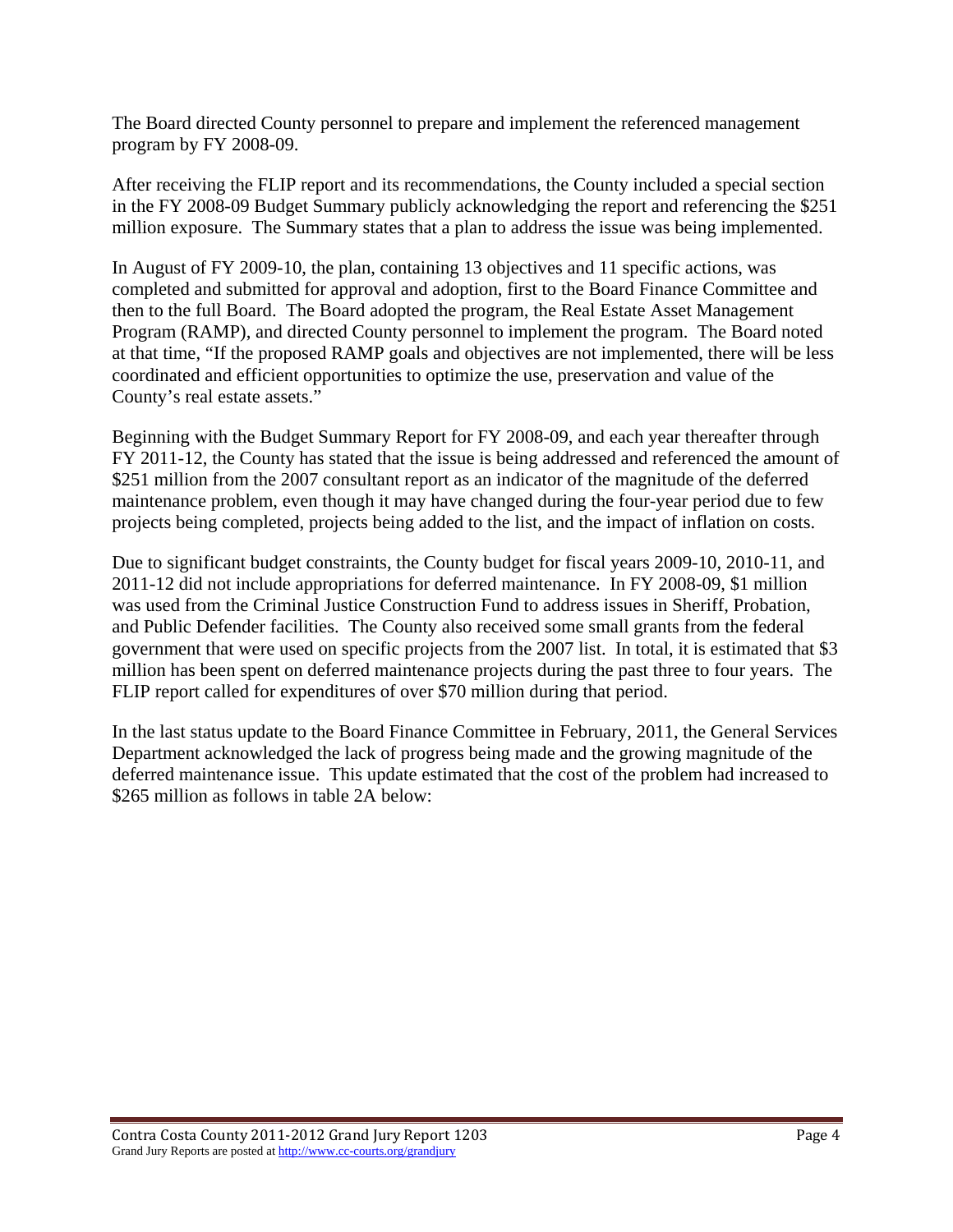The Board directed County personnel to prepare and implement the referenced management program by FY 2008-09.

After receiving the FLIP report and its recommendations, the County included a special section in the FY 2008-09 Budget Summary publicly acknowledging the report and referencing the $251 million exposure. The Summary states that a plan to address the issue was being implemented.

In August of FY 2009-10, the plan, containing 13 objectives and 11 specific actions, was completed and submitted for approval and adoption, first to the Board Finance Committee and then to the full Board. The Board adopted the program, the Real Estate Asset Management Program (RAMP), and directed County personnel to implement the program. The Board noted at that time, "If the proposed RAMP goals and objectives are not implemented, there will be less coordinated and efficient opportunities to optimize the use, preservation and value of the County's real estate assets."

Beginning with the Budget Summary Report for FY 2008-09, and each year thereafter through FY 2011-12, the County has stated that the issue is being addressed and referenced the amount of $251 million from the 2007 consultant report as an indicator of the magnitude of the deferred maintenance problem, even though it may have changed during the four-year period due to few projects being completed, projects being added to the list, and the impact of inflation on costs.

Due to significant budget constraints, the County budget for fiscal years 2009-10, 2010-11, and 2011-12 did not include appropriations for deferred maintenance. In FY 2008-09, $1 million was used from the Criminal Justice Construction Fund to address issues in Sheriff, Probation, and Public Defender facilities. The County also received some small grants from the federal government that were used on specific projects from the 2007 list. In total, it is estimated that $3 million has been spent on deferred maintenance projects during the past three to four years. The FLIP report called for expenditures of over $70 million during that period.

In the last status update to the Board Finance Committee in February, 2011, the General Services Department acknowledged the lack of progress being made and the growing magnitude of the deferred maintenance issue. This update estimated that the cost of the problem had increased to $265 million as follows in table 2A below: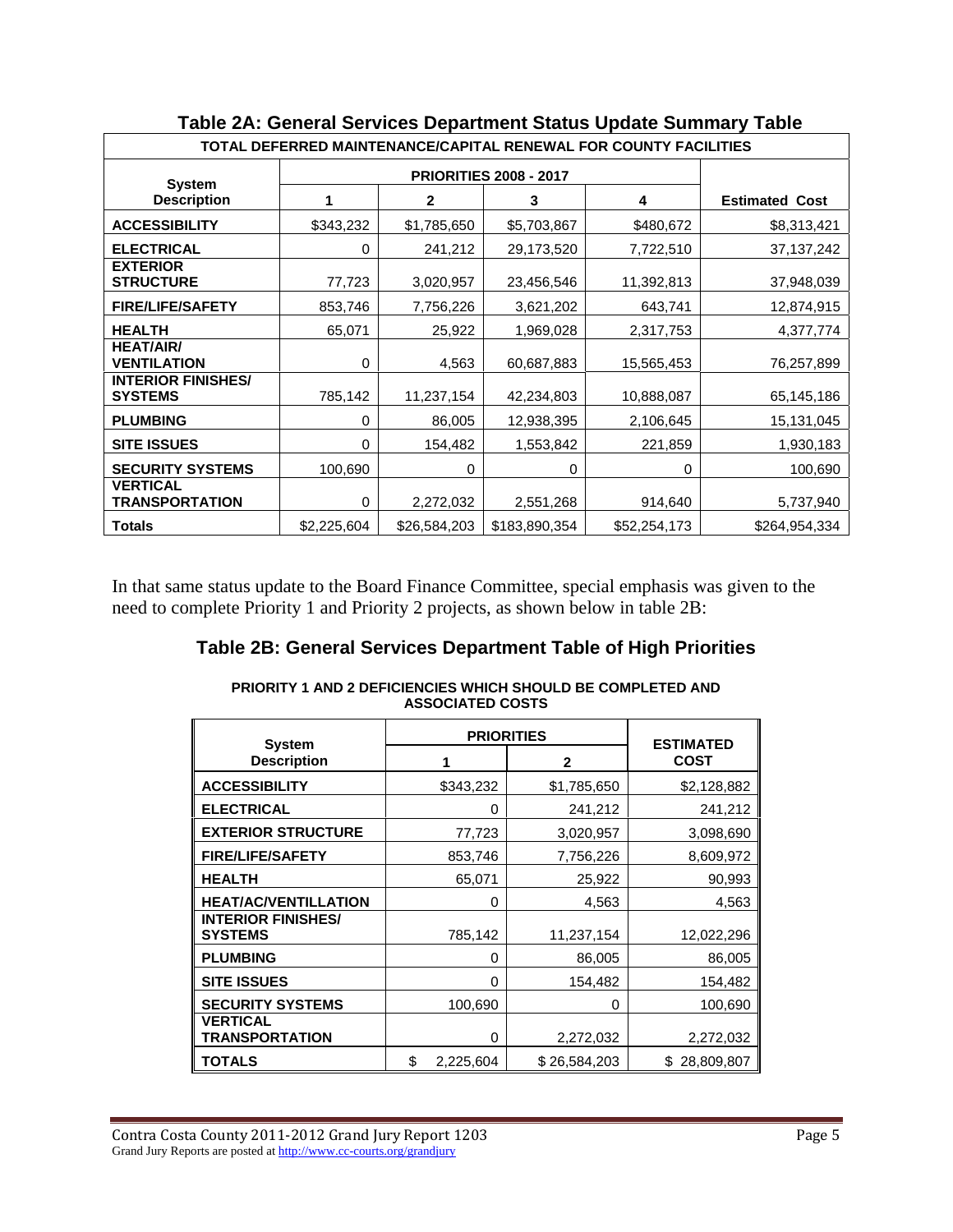## Table 2A: General Services Department Status Update Summary Table

| TOTAL DEFERRED MAINTENANCE/CAPITAL RENEWAL FOR COUNTY FACILITIES | | | | | |
|---|---|---|---|---|---|
| **System Description** | **PRIORITIES 2008 - 2017** | | | | **Estimated Cost** |
| | **1** | **2** | **3** | **4** | |
| **ACCESSIBILITY** | $343,232 | $1,785,650 | $5,703,867 | $480,672 | $8,313,421 |
| **ELECTRICAL** | 0 | 241,212 | 29,173,520 | 7,722,510 | 37,137,242 |
| **EXTERIOR STRUCTURE** | 77,723 | 3,020,957 | 23,456,546 | 11,392,813 | 37,948,039 |
| **FIRE/LIFE/SAFETY** | 853,746 | 7,756,226 | 3,621,202 | 643,741 | 12,874,915 |
| **HEALTH** | 65,071 | 25,922 | 1,969,028 | 2,317,753 | 4,377,774 |
| **HEAT/AIR/ VENTILATION** | 0 | 4,563 | 60,687,883 | 15,565,453 | 76,257,899 |
| **INTERIOR FINISHES/ SYSTEMS** | 785,142 | 11,237,154 | 42,234,803 | 10,888,087 | 65,145,186 |
| **PLUMBING** | 0 | 86,005 | 12,938,395 | 2,106,645 | 15,131,045 |
| **SITE ISSUES** | 0 | 154,482 | 1,553,842 | 221,859 | 1,930,183 |
| **SECURITY SYSTEMS** | 100,690 | 0 | 0 | 0 | 100,690 |
| **VERTICAL TRANSPORTATION** | 0 | 2,272,032 | 2,551,268 | 914,640 | 5,737,940 |
| **Totals** | $2,225,604 | $26,584,203 | $183,890,354 | $52,254,173 | $264,954,334 |

In that same status update to the Board Finance Committee, special emphasis was given to the need to complete Priority 1 and Priority 2 projects, as shown below in table 2B:

## Table 2B: General Services Department Table of High Priorities

**PRIORITY 1 AND 2 DEFICIENCIES WHICH SHOULD BE COMPLETED AND ASSOCIATED COSTS**

| **System Description** | **PRIORITIES** | | **ESTIMATED COST** |
|---|---|---|---|
| | **1** | **2** | |
| **ACCESSIBILITY** | $343,232 | $1,785,650 | $2,128,882 |
| **ELECTRICAL** | 0 | 241,212 | 241,212 |
| **EXTERIOR STRUCTURE** | 77,723 | 3,020,957 | 3,098,690 |
| **FIRE/LIFE/SAFETY** | 853,746 | 7,756,226 | 8,609,972 |
| **HEALTH** | 65,071 | 25,922 | 90,993 |
| **HEAT/AC/VENTILLATION** | 0 | 4,563 | 4,563 |
| **INTERIOR FINISHES/ SYSTEMS** | 785,142 | 11,237,154 | 12,022,296 |
| **PLUMBING** | 0 | 86,005 | 86,005 |
| **SITE ISSUES** | 0 | 154,482 | 154,482 |
| **SECURITY SYSTEMS** | 100,690 | 0 | 100,690 |
| **VERTICAL TRANSPORTATION** | 0 | 2,272,032 | 2,272,032 |
| **TOTALS** | $ 2,225,604 | $ 26,584,203 | $ 28,809,807 |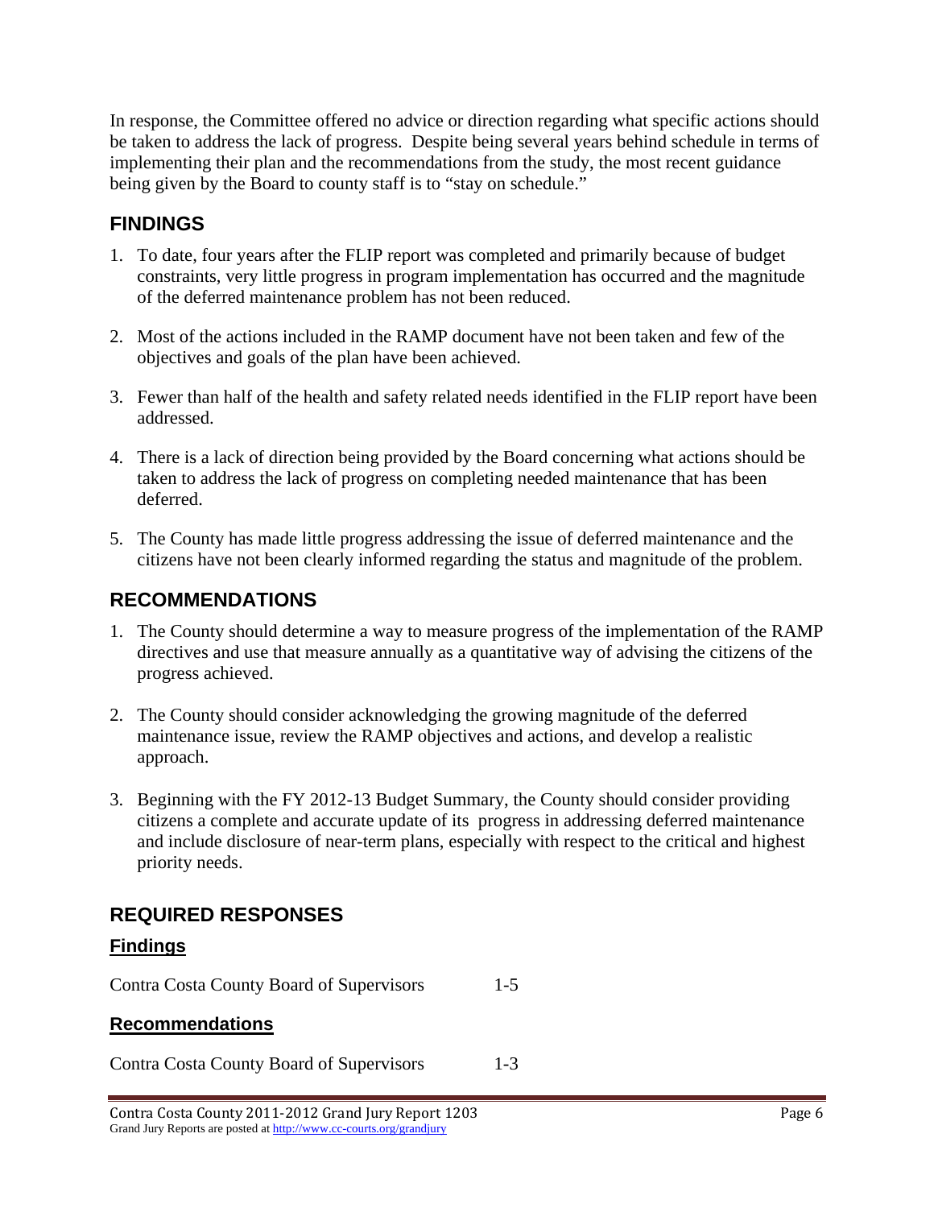In response, the Committee offered no advice or direction regarding what specific actions should be taken to address the lack of progress. Despite being several years behind schedule in terms of implementing their plan and the recommendations from the study, the most recent guidance being given by the Board to county staff is to "stay on schedule."

## FINDINGS

1. To date, four years after the FLIP report was completed and primarily because of budget constraints, very little progress in program implementation has occurred and the magnitude of the deferred maintenance problem has not been reduced.

2. Most of the actions included in the RAMP document have not been taken and few of the objectives and goals of the plan have been achieved.

3. Fewer than half of the health and safety related needs identified in the FLIP report have been addressed.

4. There is a lack of direction being provided by the Board concerning what actions should be taken to address the lack of progress on completing needed maintenance that has been deferred.

5. The County has made little progress addressing the issue of deferred maintenance and the citizens have not been clearly informed regarding the status and magnitude of the problem.

## RECOMMENDATIONS

1. The County should determine a way to measure progress of the implementation of the RAMP directives and use that measure annually as a quantitative way of advising the citizens of the progress achieved.

2. The County should consider acknowledging the growing magnitude of the deferred maintenance issue, review the RAMP objectives and actions, and develop a realistic approach.

3. Beginning with the FY 2012-13 Budget Summary, the County should consider providing citizens a complete and accurate update of its progress in addressing deferred maintenance and include disclosure of near-term plans, especially with respect to the critical and highest priority needs.

## REQUIRED RESPONSES

### Findings

Contra Costa County Board of Supervisors 1-5

### Recommendations

Contra Costa County Board of Supervisors 1-3